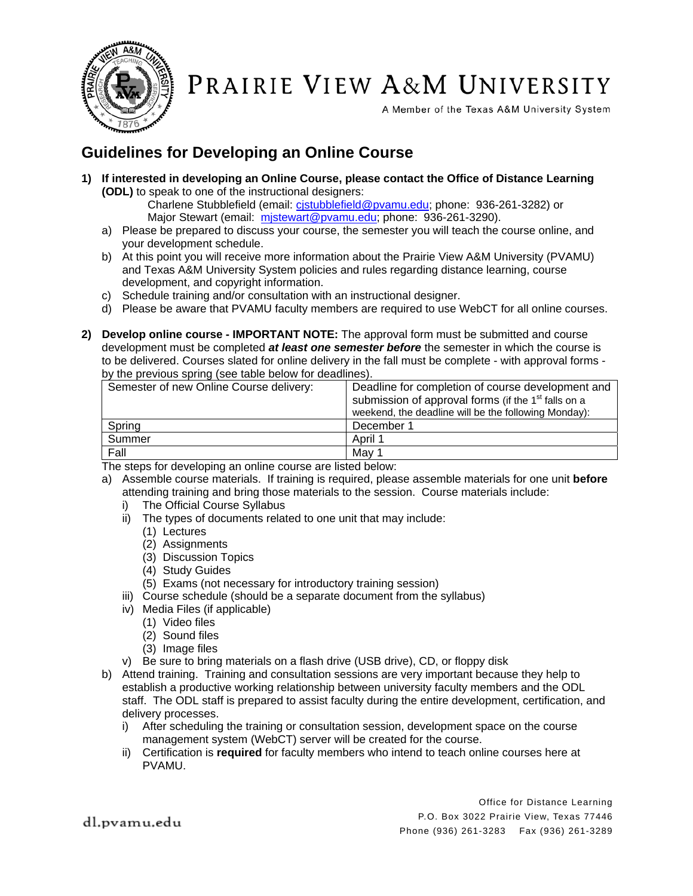# Prairie View A&M University

A Member of the Texas A&M University System

## Guidelines for Developing an Online Course

1) **If interested in developing an Online Course, please contact the Office of Distance Learning (ODL)** to speak to one of the instructional designers:
   Charlene Stubblefield (email: cjstubblefield@pvamu.edu; phone: 936-261-3282) or
   Major Stewart (email: mjstewart@pvamu.edu; phone: 936-261-3290).
   a) Please be prepared to discuss your course, the semester you will teach the course online, and your development schedule.
   b) At this point you will receive more information about the Prairie View A&M University (PVAMU) and Texas A&M University System policies and rules regarding distance learning, course development, and copyright information.
   c) Schedule training and/or consultation with an instructional designer.
   d) Please be aware that PVAMU faculty members are required to use WebCT for all online courses.

2) **Develop online course - IMPORTANT NOTE:** The approval form must be submitted and course development must be completed ***at least one semester before*** the semester in which the course is to be delivered. Courses slated for online delivery in the fall must be complete - with approval forms - by the previous spring (see table below for deadlines).

| Semester of new Online Course delivery: | Deadline for completion of course development and submission of approval forms (if the 1st falls on a weekend, the deadline will be the following Monday): |
|---|---|
| Spring | December 1 |
| Summer | April 1 |
| Fall | May 1 |

The steps for developing an online course are listed below:

   a) Assemble course materials. If training is required, please assemble materials for one unit **before** attending training and bring those materials to the session. Course materials include:
      i) The Official Course Syllabus
      ii) The types of documents related to one unit that may include:
         (1) Lectures
         (2) Assignments
         (3) Discussion Topics
         (4) Study Guides
         (5) Exams (not necessary for introductory training session)
      iii) Course schedule (should be a separate document from the syllabus)
      iv) Media Files (if applicable)
         (1) Video files
         (2) Sound files
         (3) Image files
      v) Be sure to bring materials on a flash drive (USB drive), CD, or floppy disk
   b) Attend training. Training and consultation sessions are very important because they help to establish a productive working relationship between university faculty members and the ODL staff. The ODL staff is prepared to assist faculty during the entire development, certification, and delivery processes.
      i) After scheduling the training or consultation session, development space on the course management system (WebCT) server will be created for the course.
      ii) Certification is **required** for faculty members who intend to teach online courses here at PVAMU.

dl.pvamu.edu

Office for Distance Learning
P.O. Box 3022 Prairie View, Texas 77446
Phone (936) 261-3283 Fax (936) 261-3289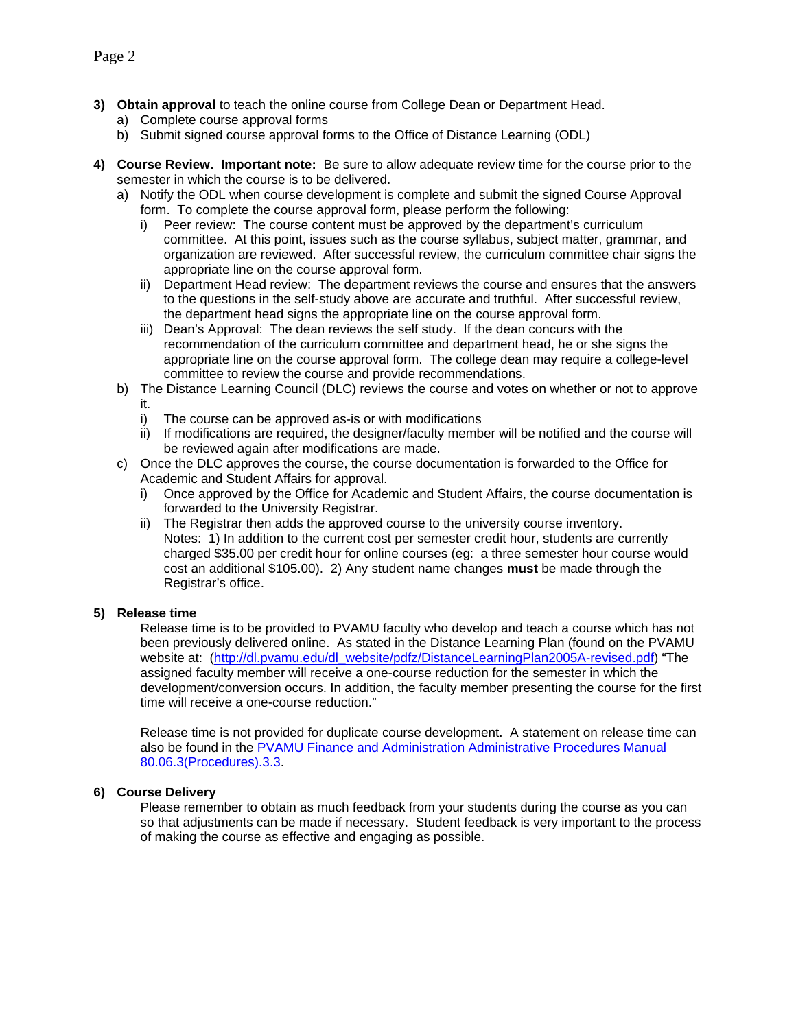3) **Obtain approval** to teach the online course from College Dean or Department Head.
   a) Complete course approval forms
   b) Submit signed course approval forms to the Office of Distance Learning (ODL)

4) **Course Review. Important note:** Be sure to allow adequate review time for the course prior to the semester in which the course is to be delivered.
   a) Notify the ODL when course development is complete and submit the signed Course Approval form. To complete the course approval form, please perform the following:
      i) Peer review: The course content must be approved by the department's curriculum committee. At this point, issues such as the course syllabus, subject matter, grammar, and organization are reviewed. After successful review, the curriculum committee chair signs the appropriate line on the course approval form.
      ii) Department Head review: The department reviews the course and ensures that the answers to the questions in the self-study above are accurate and truthful. After successful review, the department head signs the appropriate line on the course approval form.
      iii) Dean's Approval: The dean reviews the self study. If the dean concurs with the recommendation of the curriculum committee and department head, he or she signs the appropriate line on the course approval form. The college dean may require a college-level committee to review the course and provide recommendations.
   b) The Distance Learning Council (DLC) reviews the course and votes on whether or not to approve it.
      i) The course can be approved as-is or with modifications
      ii) If modifications are required, the designer/faculty member will be notified and the course will be reviewed again after modifications are made.
   c) Once the DLC approves the course, the course documentation is forwarded to the Office for Academic and Student Affairs for approval.
      i) Once approved by the Office for Academic and Student Affairs, the course documentation is forwarded to the University Registrar.
      ii) The Registrar then adds the approved course to the university course inventory.
      Notes: 1) In addition to the current cost per semester credit hour, students are currently charged $35.00 per credit hour for online courses (eg: a three semester hour course would cost an additional $105.00). 2) Any student name changes **must** be made through the Registrar's office.

5) **Release time**

   Release time is to be provided to PVAMU faculty who develop and teach a course which has not been previously delivered online. As stated in the Distance Learning Plan (found on the PVAMU website at: (http://dl.pvamu.edu/dl_website/pdfz/DistanceLearningPlan2005A-revised.pdf) "The assigned faculty member will receive a one-course reduction for the semester in which the development/conversion occurs. In addition, the faculty member presenting the course for the first time will receive a one-course reduction."

   Release time is not provided for duplicate course development. A statement on release time can also be found in the PVAMU Finance and Administration Administrative Procedures Manual 80.06.3(Procedures).3.3.

6) **Course Delivery**

   Please remember to obtain as much feedback from your students during the course as you can so that adjustments can be made if necessary. Student feedback is very important to the process of making the course as effective and engaging as possible.